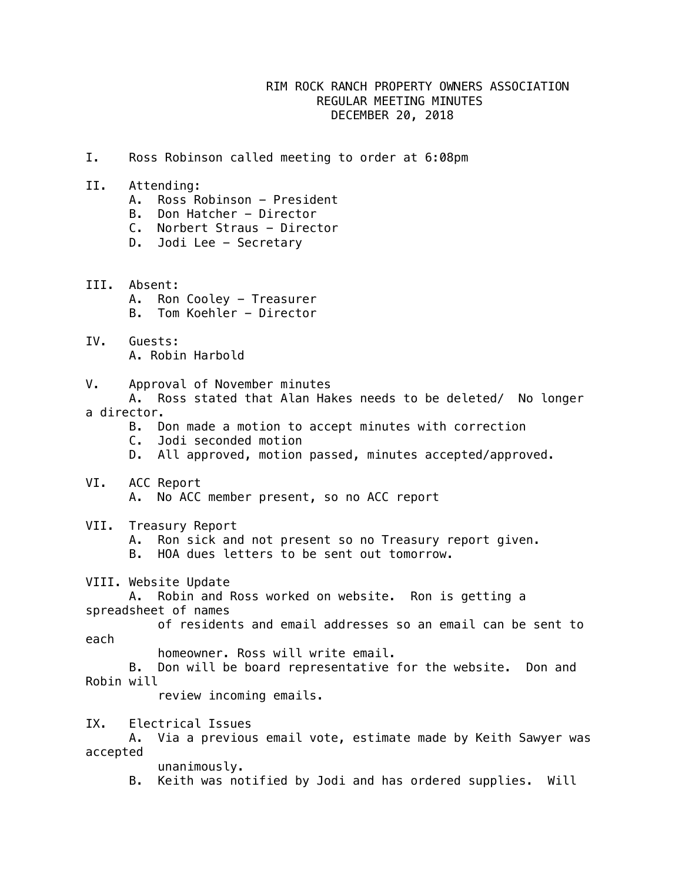# RIM ROCK RANCH PROPERTY OWNERS ASSOCIATION
## REGULAR MEETING MINUTES
## DECEMBER 20, 2018

I. Ross Robinson called meeting to order at 6:08pm

II. Attending:
   - A. Ross Robinson – President
   - B. Don Hatcher – Director
   - C. Norbert Straus – Director
   - D. Jodi Lee – Secretary

III. Absent:
   - A. Ron Cooley – Treasurer
   - B. Tom Koehler – Director

IV. Guests:
   - A. Robin Harbold

V. Approval of November minutes
   - A. Ross stated that Alan Hakes needs to be deleted/ No longer a director.
   - B. Don made a motion to accept minutes with correction
   - C. Jodi seconded motion
   - D. All approved, motion passed, minutes accepted/approved.

VI. ACC Report
   - A. No ACC member present, so no ACC report

VII. Treasury Report
   - A. Ron sick and not present so no Treasury report given.
   - B. HOA dues letters to be sent out tomorrow.

VIII. Website Update
   - A. Robin and Ross worked on website. Ron is getting a spreadsheet of names of residents and email addresses so an email can be sent to each homeowner. Ross will write email.
   - B. Don will be board representative for the website. Don and Robin will review incoming emails.

IX. Electrical Issues
   - A. Via a previous email vote, estimate made by Keith Sawyer was accepted unanimously.
   - B. Keith was notified by Jodi and has ordered supplies. Will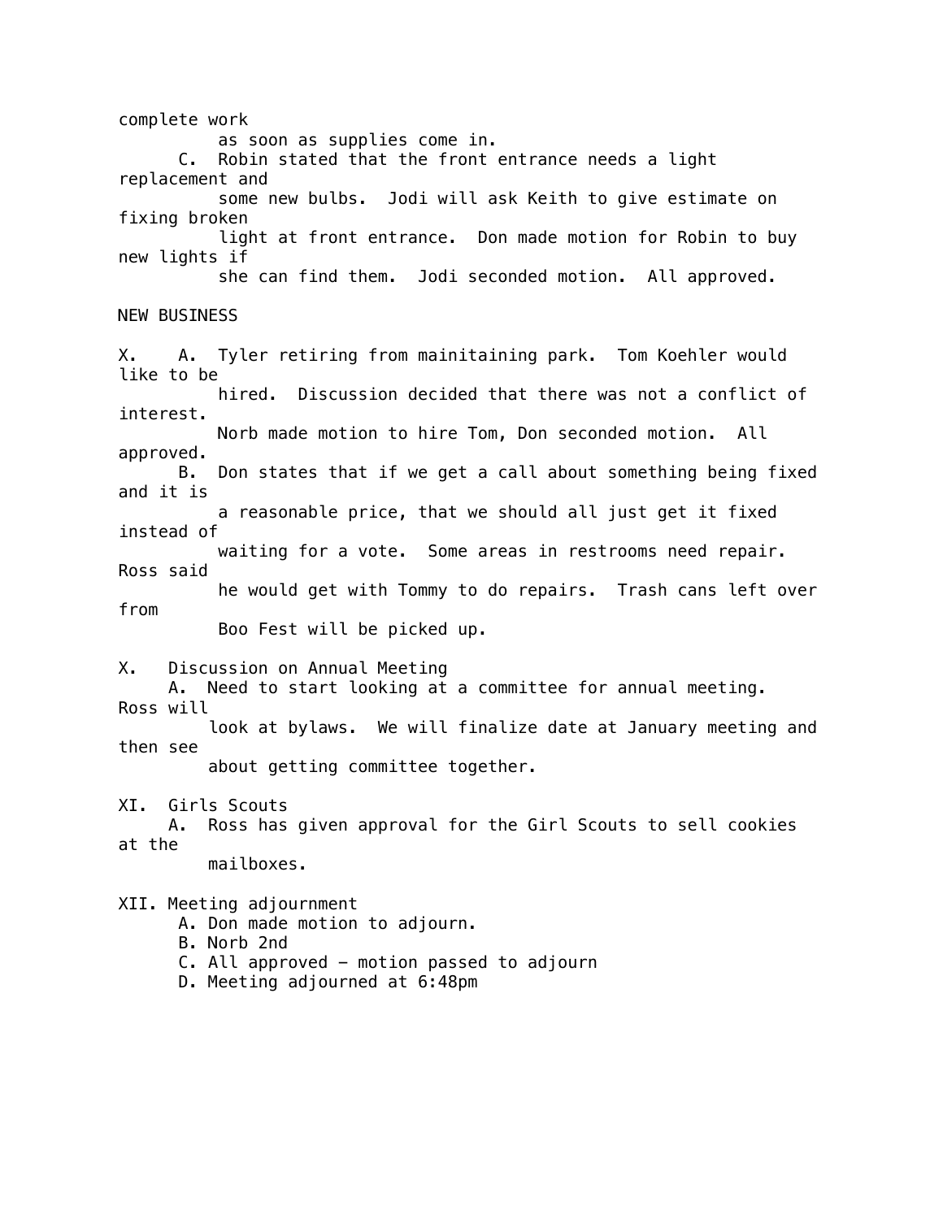complete work as soon as supplies come in.

C. Robin stated that the front entrance needs a light replacement and some new bulbs. Jodi will ask Keith to give estimate on fixing broken light at front entrance. Don made motion for Robin to buy new lights if she can find them. Jodi seconded motion. All approved.

NEW BUSINESS

X. A. Tyler retiring from mainitaining park. Tom Koehler would like to be hired. Discussion decided that there was not a conflict of interest. Norb made motion to hire Tom, Don seconded motion. All approved.

B. Don states that if we get a call about something being fixed and it is a reasonable price, that we should all just get it fixed instead of waiting for a vote. Some areas in restrooms need repair. Ross said he would get with Tommy to do repairs. Trash cans left over from Boo Fest will be picked up.

X. Discussion on Annual Meeting

A. Need to start looking at a committee for annual meeting. Ross will look at bylaws. We will finalize date at January meeting and then see about getting committee together.

XI. Girls Scouts

A. Ross has given approval for the Girl Scouts to sell cookies at the mailboxes.

XII. Meeting adjournment

A. Don made motion to adjourn.
B. Norb 2nd
C. All approved – motion passed to adjourn
D. Meeting adjourned at 6:48pm